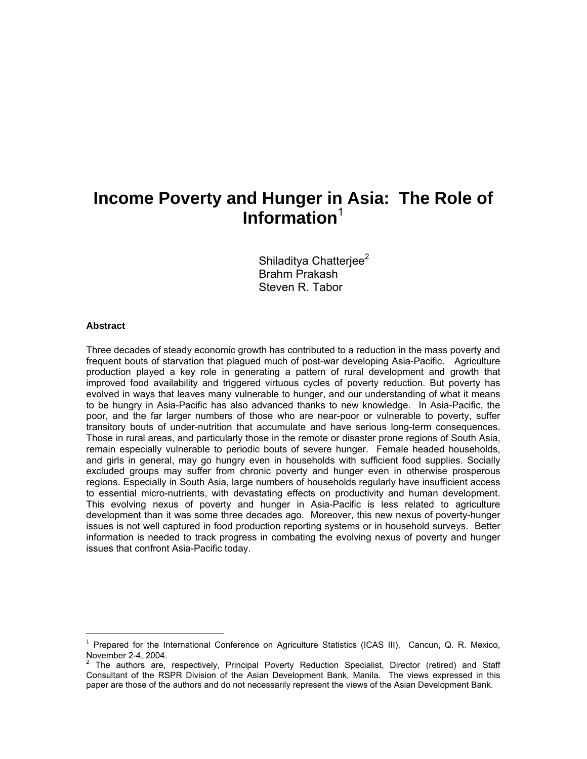# Income Poverty and Hunger in Asia: The Role of Information[1]

Shiladitya Chatterjee[2]
Brahm Prakash
Steven R. Tabor

**Abstract**

Three decades of steady economic growth has contributed to a reduction in the mass poverty and frequent bouts of starvation that plagued much of post-war developing Asia-Pacific. Agriculture production played a key role in generating a pattern of rural development and growth that improved food availability and triggered virtuous cycles of poverty reduction. But poverty has evolved in ways that leaves many vulnerable to hunger, and our understanding of what it means to be hungry in Asia-Pacific has also advanced thanks to new knowledge. In Asia-Pacific, the poor, and the far larger numbers of those who are near-poor or vulnerable to poverty, suffer transitory bouts of under-nutrition that accumulate and have serious long-term consequences. Those in rural areas, and particularly those in the remote or disaster prone regions of South Asia, remain especially vulnerable to periodic bouts of severe hunger. Female headed households, and girls in general, may go hungry even in households with sufficient food supplies. Socially excluded groups may suffer from chronic poverty and hunger even in otherwise prosperous regions. Especially in South Asia, large numbers of households regularly have insufficient access to essential micro-nutrients, with devastating effects on productivity and human development. This evolving nexus of poverty and hunger in Asia-Pacific is less related to agriculture development than it was some three decades ago. Moreover, this new nexus of poverty-hunger issues is not well captured in food production reporting systems or in household surveys. Better information is needed to track progress in combating the evolving nexus of poverty and hunger issues that confront Asia-Pacific today.

---

[1] Prepared for the International Conference on Agriculture Statistics (ICAS III), Cancun, Q. R. Mexico, November 2-4, 2004.

[2] The authors are, respectively, Principal Poverty Reduction Specialist, Director (retired) and Staff Consultant of the RSPR Division of the Asian Development Bank, Manila. The views expressed in this paper are those of the authors and do not necessarily represent the views of the Asian Development Bank.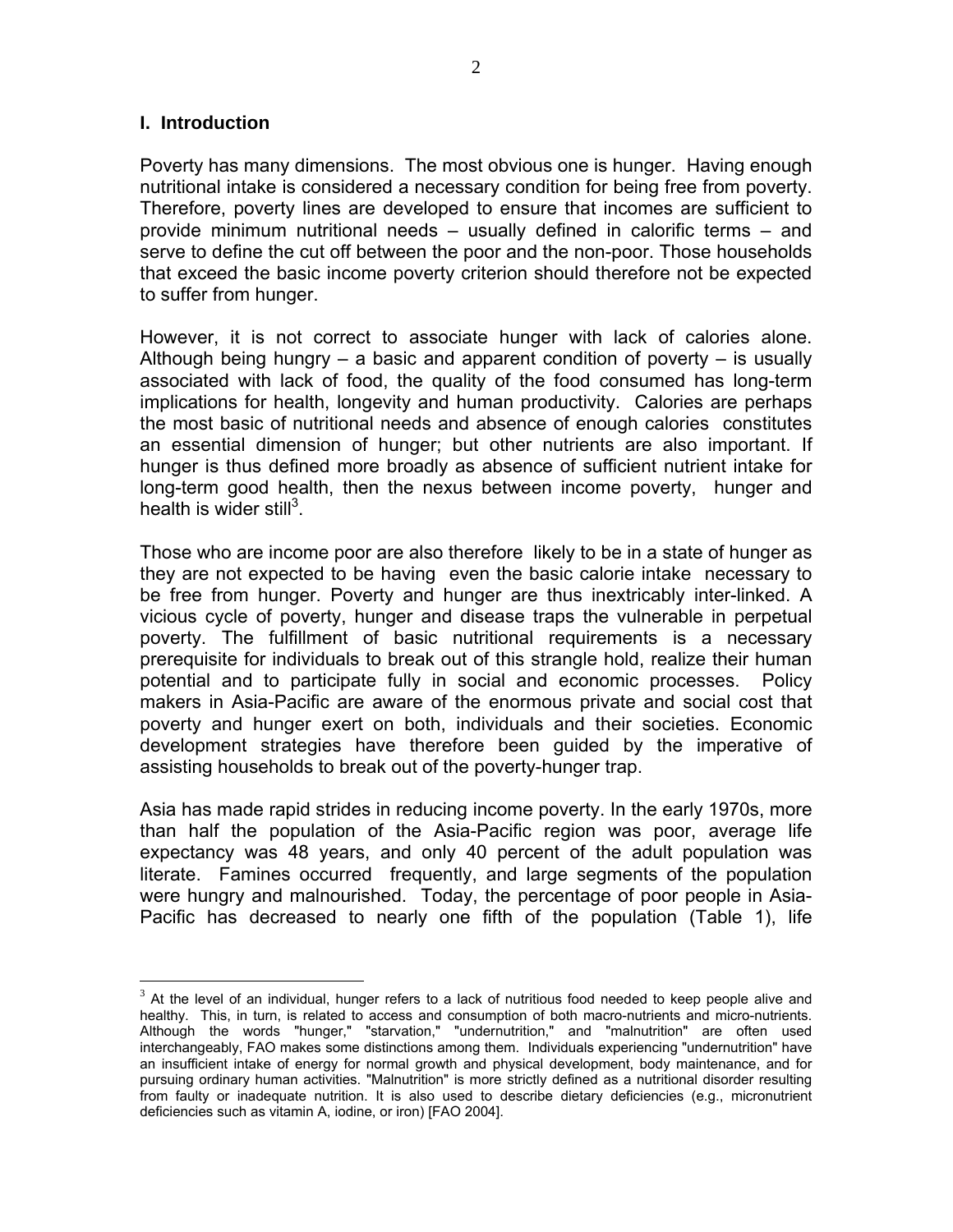## I. Introduction

Poverty has many dimensions. The most obvious one is hunger. Having enough nutritional intake is considered a necessary condition for being free from poverty. Therefore, poverty lines are developed to ensure that incomes are sufficient to provide minimum nutritional needs – usually defined in calorific terms – and serve to define the cut off between the poor and the non-poor. Those households that exceed the basic income poverty criterion should therefore not be expected to suffer from hunger.

However, it is not correct to associate hunger with lack of calories alone. Although being hungry – a basic and apparent condition of poverty – is usually associated with lack of food, the quality of the food consumed has long-term implications for health, longevity and human productivity. Calories are perhaps the most basic of nutritional needs and absence of enough calories constitutes an essential dimension of hunger; but other nutrients are also important. If hunger is thus defined more broadly as absence of sufficient nutrient intake for long-term good health, then the nexus between income poverty, hunger and health is wider still[3].

Those who are income poor are also therefore likely to be in a state of hunger as they are not expected to be having even the basic calorie intake necessary to be free from hunger. Poverty and hunger are thus inextricably inter-linked. A vicious cycle of poverty, hunger and disease traps the vulnerable in perpetual poverty. The fulfillment of basic nutritional requirements is a necessary prerequisite for individuals to break out of this strangle hold, realize their human potential and to participate fully in social and economic processes. Policy makers in Asia-Pacific are aware of the enormous private and social cost that poverty and hunger exert on both, individuals and their societies. Economic development strategies have therefore been guided by the imperative of assisting households to break out of the poverty-hunger trap.

Asia has made rapid strides in reducing income poverty. In the early 1970s, more than half the population of the Asia-Pacific region was poor, average life expectancy was 48 years, and only 40 percent of the adult population was literate. Famines occurred frequently, and large segments of the population were hungry and malnourished. Today, the percentage of poor people in Asia-Pacific has decreased to nearly one fifth of the population (Table 1), life

---

[3] At the level of an individual, hunger refers to a lack of nutritious food needed to keep people alive and healthy. This, in turn, is related to access and consumption of both macro-nutrients and micro-nutrients. Although the words "hunger," "starvation," "undernutrition," and "malnutrition" are often used interchangeably, FAO makes some distinctions among them. Individuals experiencing "undernutrition" have an insufficient intake of energy for normal growth and physical development, body maintenance, and for pursuing ordinary human activities. "Malnutrition" is more strictly defined as a nutritional disorder resulting from faulty or inadequate nutrition. It is also used to describe dietary deficiencies (e.g., micronutrient deficiencies such as vitamin A, iodine, or iron) [FAO 2004].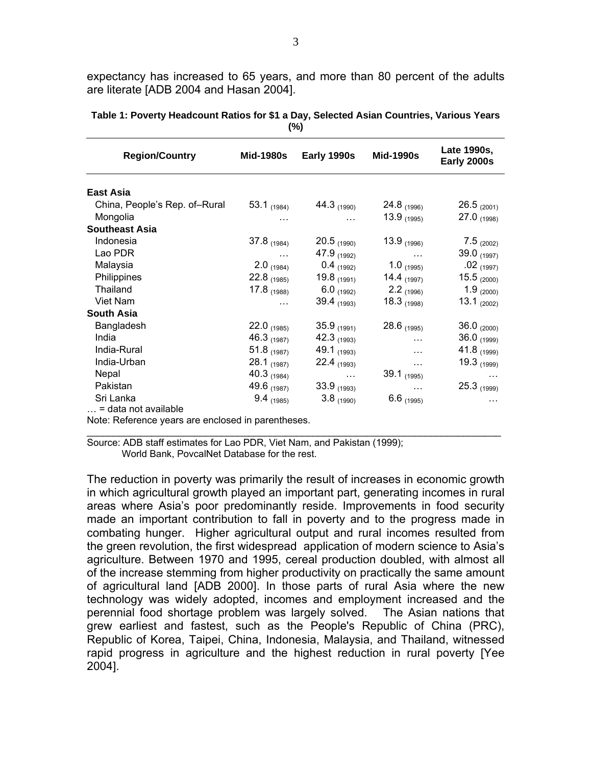expectancy has increased to 65 years, and more than 80 percent of the adults are literate [ADB 2004 and Hasan 2004].

**Table 1: Poverty Headcount Ratios for $1 a Day, Selected Asian Countries, Various Years (%)**

| Region/Country | Mid-1980s | Early 1990s | Mid-1990s | Late 1990s, Early 2000s |
|---|---|---|---|---|
| **East Asia** | | | | |
| China, People's Rep. of–Rural | 53.1 (1984) | 44.3 (1990) | 24.8 (1996) | 26.5 (2001) |
| Mongolia | … | … | 13.9 (1995) | 27.0 (1998) |
| **Southeast Asia** | | | | |
| Indonesia | 37.8 (1984) | 20.5 (1990) | 13.9 (1996) | 7.5 (2002) |
| Lao PDR | … | 47.9 (1992) | … | 39.0 (1997) |
| Malaysia | 2.0 (1984) | 0.4 (1992) | 1.0 (1995) | .02 (1997) |
| Philippines | 22.8 (1985) | 19.8 (1991) | 14.4 (1997) | 15.5 (2000) |
| Thailand | 17.8 (1988) | 6.0 (1992) | 2.2 (1996) | 1.9 (2000) |
| Viet Nam | … | 39.4 (1993) | 18.3 (1998) | 13.1 (2002) |
| **South Asia** | | | | |
| Bangladesh | 22.0 (1985) | 35.9 (1991) | 28.6 (1995) | 36.0 (2000) |
| India | 46.3 (1987) | 42.3 (1993) | … | 36.0 (1999) |
| India-Rural | 51.8 (1987) | 49.1 (1993) | … | 41.8 (1999) |
| India-Urban | 28.1 (1987) | 22.4 (1993) | … | 19.3 (1999) |
| Nepal | 40.3 (1984) | … | 39.1 (1995) | … |
| Pakistan | 49.6 (1987) | 33.9 (1993) | … | 25.3 (1999) |
| Sri Lanka | 9.4 (1985) | 3.8 (1990) | 6.6 (1995) | … |

… = data not available

Note: Reference years are enclosed in parentheses.

Source: ADB staff estimates for Lao PDR, Viet Nam, and Pakistan (1999); World Bank, PovcalNet Database for the rest.

The reduction in poverty was primarily the result of increases in economic growth in which agricultural growth played an important part, generating incomes in rural areas where Asia's poor predominantly reside. Improvements in food security made an important contribution to fall in poverty and to the progress made in combating hunger. Higher agricultural output and rural incomes resulted from the green revolution, the first widespread application of modern science to Asia's agriculture. Between 1970 and 1995, cereal production doubled, with almost all of the increase stemming from higher productivity on practically the same amount of agricultural land [ADB 2000]. In those parts of rural Asia where the new technology was widely adopted, incomes and employment increased and the perennial food shortage problem was largely solved. The Asian nations that grew earliest and fastest, such as the People's Republic of China (PRC), Republic of Korea, Taipei, China, Indonesia, Malaysia, and Thailand, witnessed rapid progress in agriculture and the highest reduction in rural poverty [Yee 2004].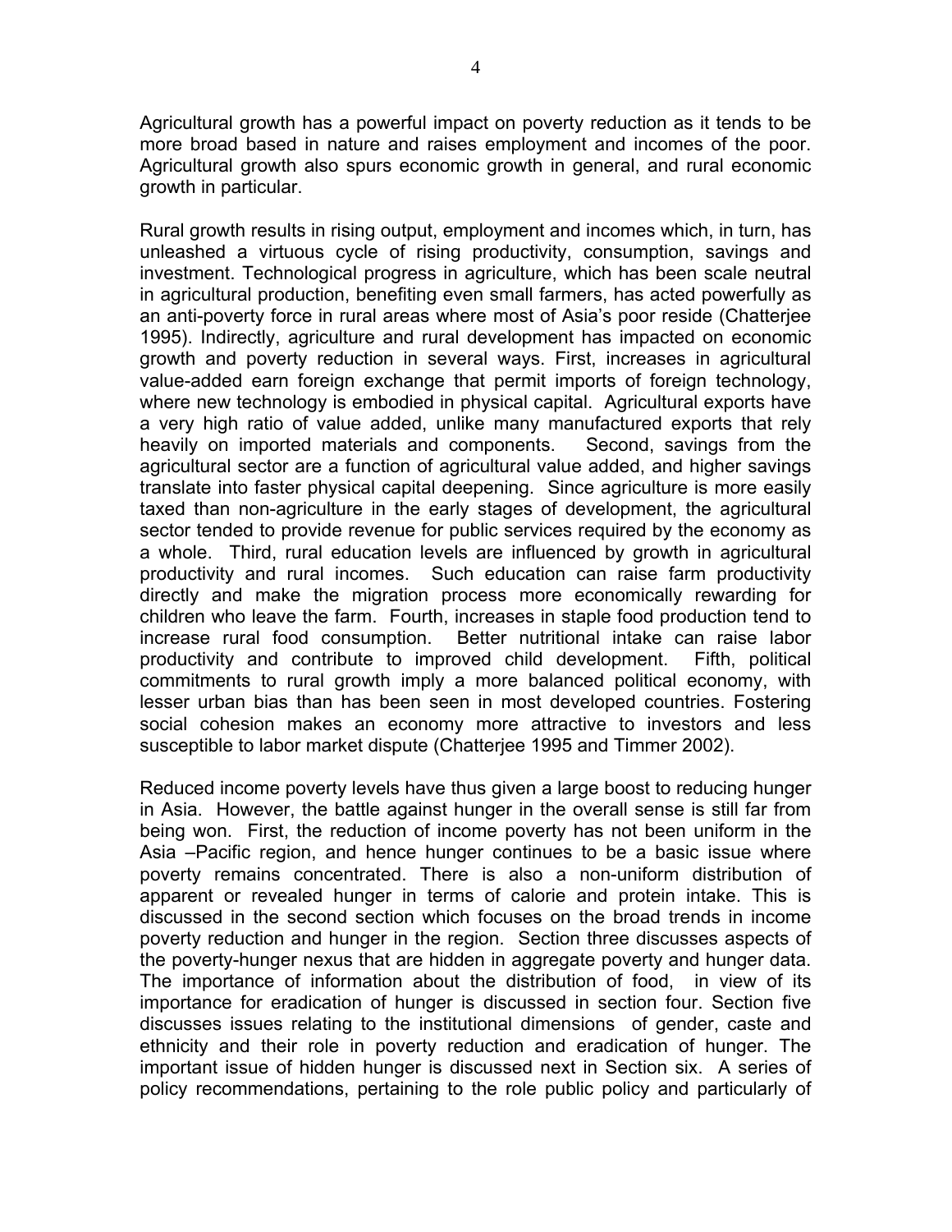Agricultural growth has a powerful impact on poverty reduction as it tends to be more broad based in nature and raises employment and incomes of the poor. Agricultural growth also spurs economic growth in general, and rural economic growth in particular.

Rural growth results in rising output, employment and incomes which, in turn, has unleashed a virtuous cycle of rising productivity, consumption, savings and investment. Technological progress in agriculture, which has been scale neutral in agricultural production, benefiting even small farmers, has acted powerfully as an anti-poverty force in rural areas where most of Asia's poor reside (Chatterjee 1995). Indirectly, agriculture and rural development has impacted on economic growth and poverty reduction in several ways. First, increases in agricultural value-added earn foreign exchange that permit imports of foreign technology, where new technology is embodied in physical capital. Agricultural exports have a very high ratio of value added, unlike many manufactured exports that rely heavily on imported materials and components. Second, savings from the agricultural sector are a function of agricultural value added, and higher savings translate into faster physical capital deepening. Since agriculture is more easily taxed than non-agriculture in the early stages of development, the agricultural sector tended to provide revenue for public services required by the economy as a whole. Third, rural education levels are influenced by growth in agricultural productivity and rural incomes. Such education can raise farm productivity directly and make the migration process more economically rewarding for children who leave the farm. Fourth, increases in staple food production tend to increase rural food consumption. Better nutritional intake can raise labor productivity and contribute to improved child development. Fifth, political commitments to rural growth imply a more balanced political economy, with lesser urban bias than has been seen in most developed countries. Fostering social cohesion makes an economy more attractive to investors and less susceptible to labor market dispute (Chatterjee 1995 and Timmer 2002).

Reduced income poverty levels have thus given a large boost to reducing hunger in Asia. However, the battle against hunger in the overall sense is still far from being won. First, the reduction of income poverty has not been uniform in the Asia –Pacific region, and hence hunger continues to be a basic issue where poverty remains concentrated. There is also a non-uniform distribution of apparent or revealed hunger in terms of calorie and protein intake. This is discussed in the second section which focuses on the broad trends in income poverty reduction and hunger in the region. Section three discusses aspects of the poverty-hunger nexus that are hidden in aggregate poverty and hunger data. The importance of information about the distribution of food, in view of its importance for eradication of hunger is discussed in section four. Section five discusses issues relating to the institutional dimensions of gender, caste and ethnicity and their role in poverty reduction and eradication of hunger. The important issue of hidden hunger is discussed next in Section six. A series of policy recommendations, pertaining to the role public policy and particularly of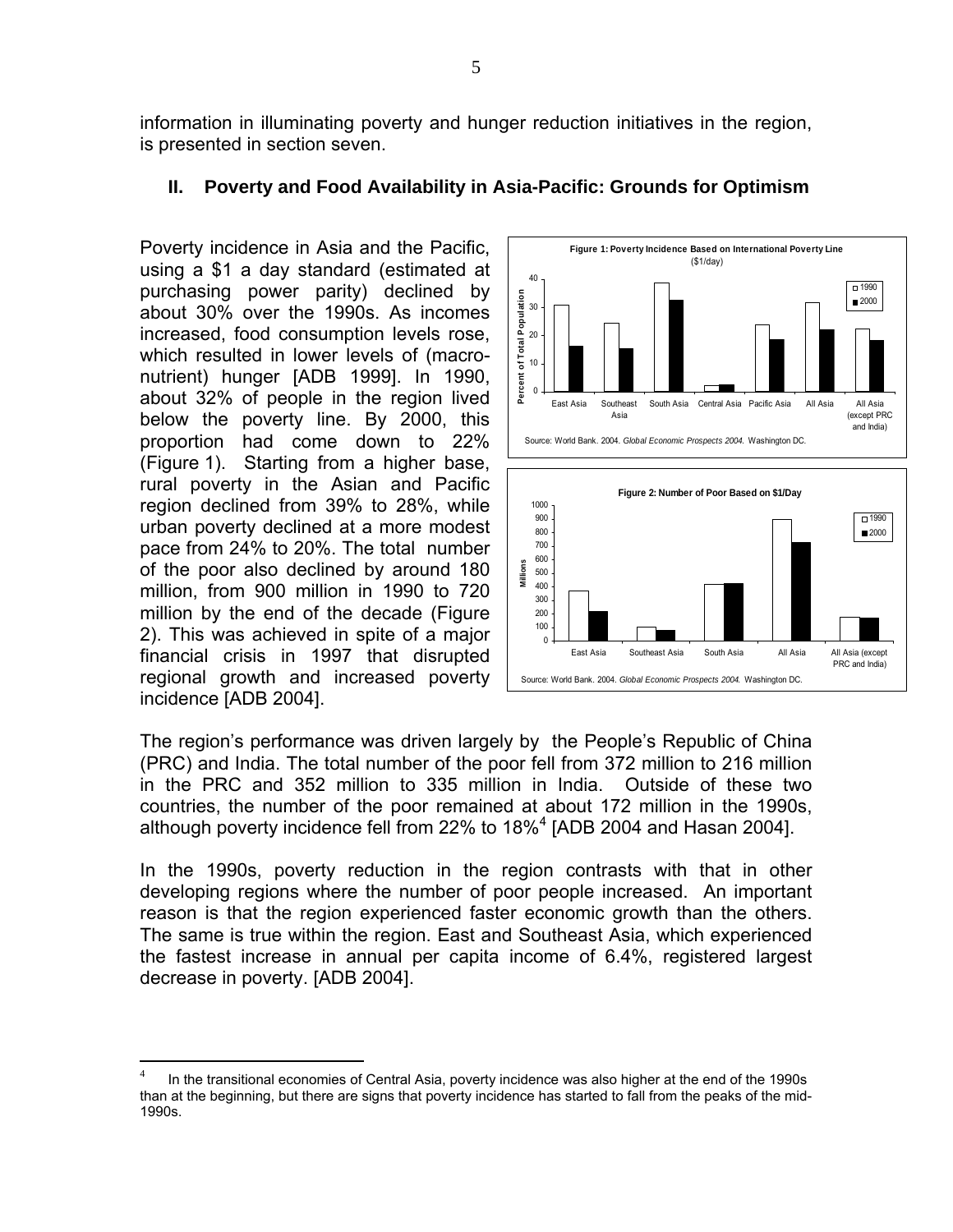information in illuminating poverty and hunger reduction initiatives in the region, is presented in section seven.

## II. Poverty and Food Availability in Asia-Pacific: Grounds for Optimism

Poverty incidence in Asia and the Pacific, using a $1 a day standard (estimated at purchasing power parity) declined by about 30% over the 1990s. As incomes increased, food consumption levels rose, which resulted in lower levels of (macro-nutrient) hunger [ADB 1999]. In 1990, about 32% of people in the region lived below the poverty line. By 2000, this proportion had come down to 22% (Figure 1). Starting from a higher base, rural poverty in the Asian and Pacific region declined from 39% to 28%, while urban poverty declined at a more modest pace from 24% to 20%. The total number of the poor also declined by around 180 million, from 900 million in 1990 to 720 million by the end of the decade (Figure 2). This was achieved in spite of a major financial crisis in 1997 that disrupted regional growth and increased poverty incidence [ADB 2004].

**Figure 1: Poverty Incidence Based on International Poverty Line** ($1/day)

Source: World Bank. 2004. *Global Economic Prospects 2004.* Washington DC.

**Figure 2: Number of Poor Based on $1/Day**

Source: World Bank. 2004. *Global Economic Prospects 2004.* Washington DC.

The region's performance was driven largely by the People's Republic of China (PRC) and India. The total number of the poor fell from 372 million to 216 million in the PRC and 352 million to 335 million in India. Outside of these two countries, the number of the poor remained at about 172 million in the 1990s, although poverty incidence fell from 22% to 18%[4] [ADB 2004 and Hasan 2004].

In the 1990s, poverty reduction in the region contrasts with that in other developing regions where the number of poor people increased. An important reason is that the region experienced faster economic growth than the others. The same is true within the region. East and Southeast Asia, which experienced the fastest increase in annual per capita income of 6.4%, registered largest decrease in poverty. [ADB 2004].

[4] In the transitional economies of Central Asia, poverty incidence was also higher at the end of the 1990s than at the beginning, but there are signs that poverty incidence has started to fall from the peaks of the mid-1990s.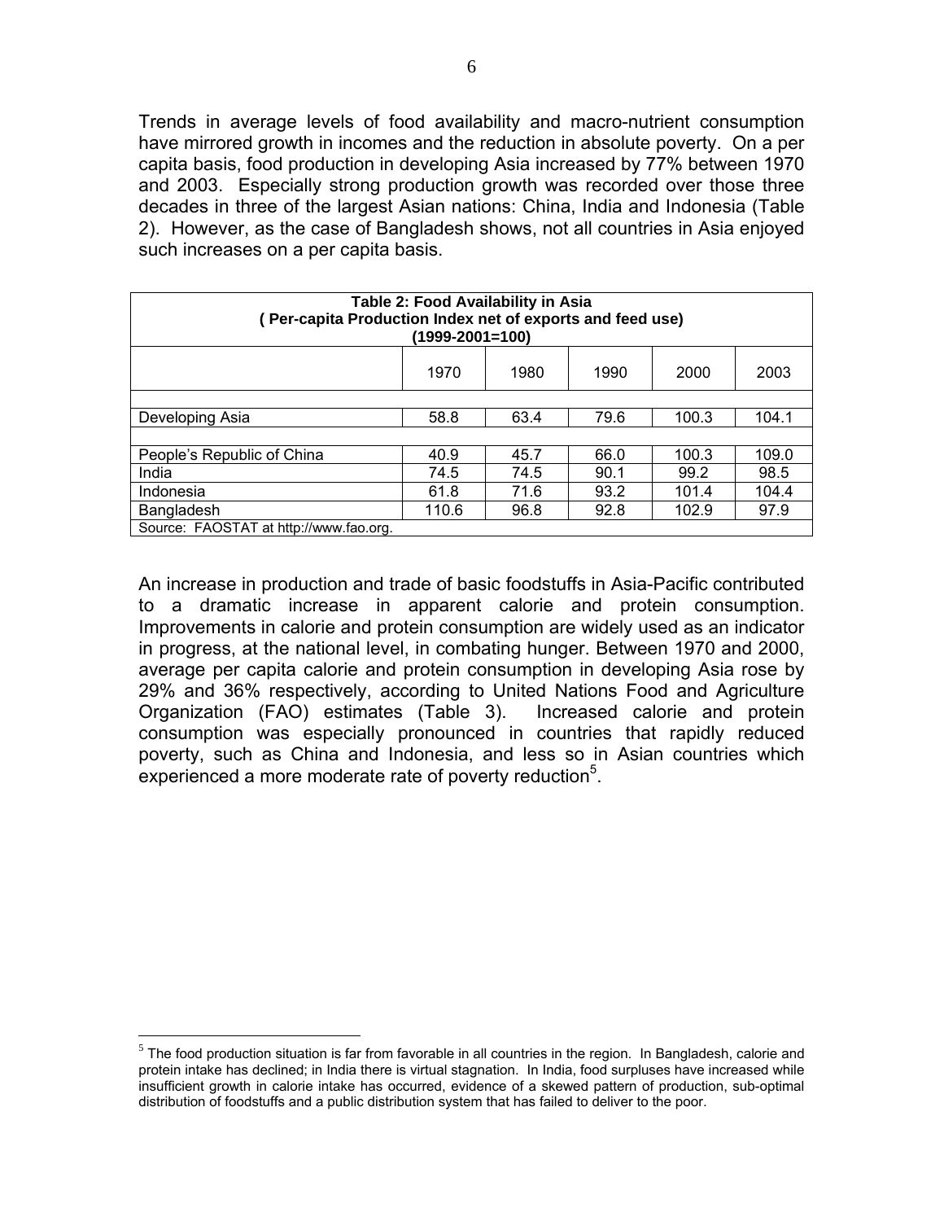Trends in average levels of food availability and macro-nutrient consumption have mirrored growth in incomes and the reduction in absolute poverty. On a per capita basis, food production in developing Asia increased by 77% between 1970 and 2003. Especially strong production growth was recorded over those three decades in three of the largest Asian nations: China, India and Indonesia (Table 2). However, as the case of Bangladesh shows, not all countries in Asia enjoyed such increases on a per capita basis.

**Table 2: Food Availability in Asia**
**( Per-capita Production Index net of exports and feed use)**
**(1999-2001=100)**

| | 1970 | 1980 | 1990 | 2000 | 2003 |
|---|---|---|---|---|---|
| Developing Asia | 58.8 | 63.4 | 79.6 | 100.3 | 104.1 |
| People's Republic of China | 40.9 | 45.7 | 66.0 | 100.3 | 109.0 |
| India | 74.5 | 74.5 | 90.1 | 99.2 | 98.5 |
| Indonesia | 61.8 | 71.6 | 93.2 | 101.4 | 104.4 |
| Bangladesh | 110.6 | 96.8 | 92.8 | 102.9 | 97.9 |

Source: FAOSTAT at http://www.fao.org.

An increase in production and trade of basic foodstuffs in Asia-Pacific contributed to a dramatic increase in apparent calorie and protein consumption. Improvements in calorie and protein consumption are widely used as an indicator in progress, at the national level, in combating hunger. Between 1970 and 2000, average per capita calorie and protein consumption in developing Asia rose by 29% and 36% respectively, according to United Nations Food and Agriculture Organization (FAO) estimates (Table 3). Increased calorie and protein consumption was especially pronounced in countries that rapidly reduced poverty, such as China and Indonesia, and less so in Asian countries which experienced a more moderate rate of poverty reduction[5].

[5] The food production situation is far from favorable in all countries in the region. In Bangladesh, calorie and protein intake has declined; in India there is virtual stagnation. In India, food surpluses have increased while insufficient growth in calorie intake has occurred, evidence of a skewed pattern of production, sub-optimal distribution of foodstuffs and a public distribution system that has failed to deliver to the poor.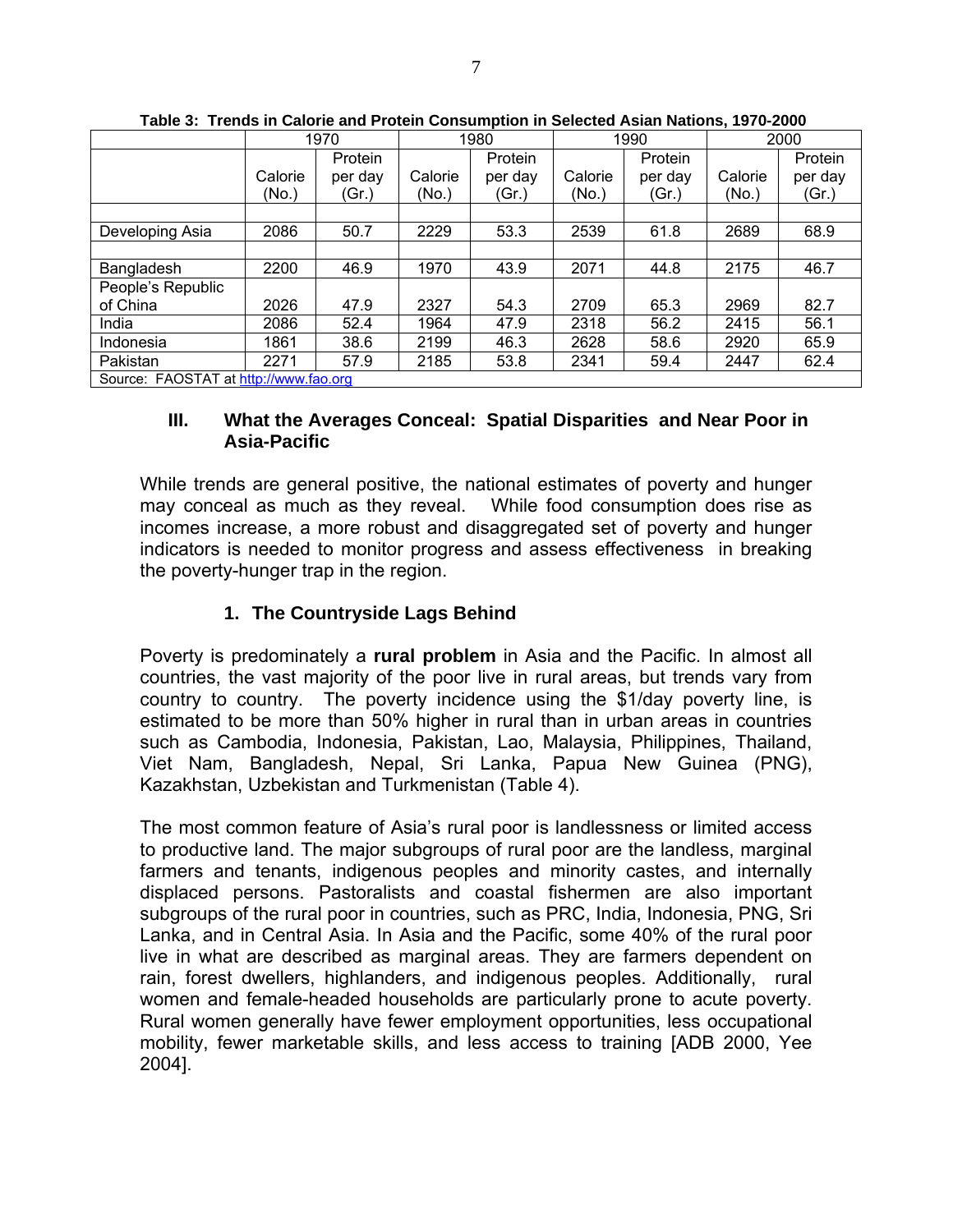**Table 3: Trends in Calorie and Protein Consumption in Selected Asian Nations, 1970-2000**

| | 1970 | | 1980 | | 1990 | | 2000 | |
|---|---|---|---|---|---|---|---|---|
| | Calorie (No.) | Protein per day (Gr.) | Calorie (No.) | Protein per day (Gr.) | Calorie (No.) | Protein per day (Gr.) | Calorie (No.) | Protein per day (Gr.) |
| | | | | | | | | |
| Developing Asia | 2086 | 50.7 | 2229 | 53.3 | 2539 | 61.8 | 2689 | 68.9 |
| | | | | | | | | |
| Bangladesh | 2200 | 46.9 | 1970 | 43.9 | 2071 | 44.8 | 2175 | 46.7 |
| People's Republic of China | 2026 | 47.9 | 2327 | 54.3 | 2709 | 65.3 | 2969 | 82.7 |
| India | 2086 | 52.4 | 1964 | 47.9 | 2318 | 56.2 | 2415 | 56.1 |
| Indonesia | 1861 | 38.6 | 2199 | 46.3 | 2628 | 58.6 | 2920 | 65.9 |
| Pakistan | 2271 | 57.9 | 2185 | 53.8 | 2341 | 59.4 | 2447 | 62.4 |

Source: FAOSTAT at http://www.fao.org

## III. What the Averages Conceal: Spatial Disparities and Near Poor in Asia-Pacific

While trends are general positive, the national estimates of poverty and hunger may conceal as much as they reveal. While food consumption does rise as incomes increase, a more robust and disaggregated set of poverty and hunger indicators is needed to monitor progress and assess effectiveness in breaking the poverty-hunger trap in the region.

### 1. The Countryside Lags Behind

Poverty is predominately a **rural problem** in Asia and the Pacific. In almost all countries, the vast majority of the poor live in rural areas, but trends vary from country to country. The poverty incidence using the $1/day poverty line, is estimated to be more than 50% higher in rural than in urban areas in countries such as Cambodia, Indonesia, Pakistan, Lao, Malaysia, Philippines, Thailand, Viet Nam, Bangladesh, Nepal, Sri Lanka, Papua New Guinea (PNG), Kazakhstan, Uzbekistan and Turkmenistan (Table 4).

The most common feature of Asia's rural poor is landlessness or limited access to productive land. The major subgroups of rural poor are the landless, marginal farmers and tenants, indigenous peoples and minority castes, and internally displaced persons. Pastoralists and coastal fishermen are also important subgroups of the rural poor in countries, such as PRC, India, Indonesia, PNG, Sri Lanka, and in Central Asia. In Asia and the Pacific, some 40% of the rural poor live in what are described as marginal areas. They are farmers dependent on rain, forest dwellers, highlanders, and indigenous peoples. Additionally, rural women and female-headed households are particularly prone to acute poverty. Rural women generally have fewer employment opportunities, less occupational mobility, fewer marketable skills, and less access to training [ADB 2000, Yee 2004].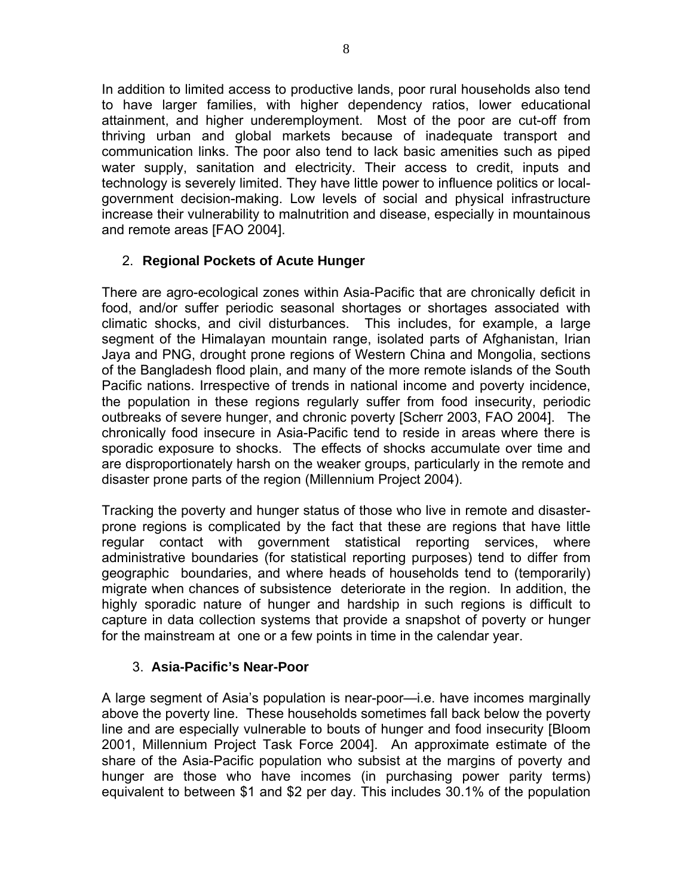In addition to limited access to productive lands, poor rural households also tend to have larger families, with higher dependency ratios, lower educational attainment, and higher underemployment. Most of the poor are cut-off from thriving urban and global markets because of inadequate transport and communication links. The poor also tend to lack basic amenities such as piped water supply, sanitation and electricity. Their access to credit, inputs and technology is severely limited. They have little power to influence politics or local-government decision-making. Low levels of social and physical infrastructure increase their vulnerability to malnutrition and disease, especially in mountainous and remote areas [FAO 2004].

2. **Regional Pockets of Acute Hunger**

There are agro-ecological zones within Asia-Pacific that are chronically deficit in food, and/or suffer periodic seasonal shortages or shortages associated with climatic shocks, and civil disturbances. This includes, for example, a large segment of the Himalayan mountain range, isolated parts of Afghanistan, Irian Jaya and PNG, drought prone regions of Western China and Mongolia, sections of the Bangladesh flood plain, and many of the more remote islands of the South Pacific nations. Irrespective of trends in national income and poverty incidence, the population in these regions regularly suffer from food insecurity, periodic outbreaks of severe hunger, and chronic poverty [Scherr 2003, FAO 2004]. The chronically food insecure in Asia-Pacific tend to reside in areas where there is sporadic exposure to shocks. The effects of shocks accumulate over time and are disproportionately harsh on the weaker groups, particularly in the remote and disaster prone parts of the region (Millennium Project 2004).

Tracking the poverty and hunger status of those who live in remote and disaster-prone regions is complicated by the fact that these are regions that have little regular contact with government statistical reporting services, where administrative boundaries (for statistical reporting purposes) tend to differ from geographic boundaries, and where heads of households tend to (temporarily) migrate when chances of subsistence deteriorate in the region. In addition, the highly sporadic nature of hunger and hardship in such regions is difficult to capture in data collection systems that provide a snapshot of poverty or hunger for the mainstream at one or a few points in time in the calendar year.

3. **Asia-Pacific's Near-Poor**

A large segment of Asia's population is near-poor—i.e. have incomes marginally above the poverty line. These households sometimes fall back below the poverty line and are especially vulnerable to bouts of hunger and food insecurity [Bloom 2001, Millennium Project Task Force 2004]. An approximate estimate of the share of the Asia-Pacific population who subsist at the margins of poverty and hunger are those who have incomes (in purchasing power parity terms) equivalent to between $1 and $2 per day. This includes 30.1% of the population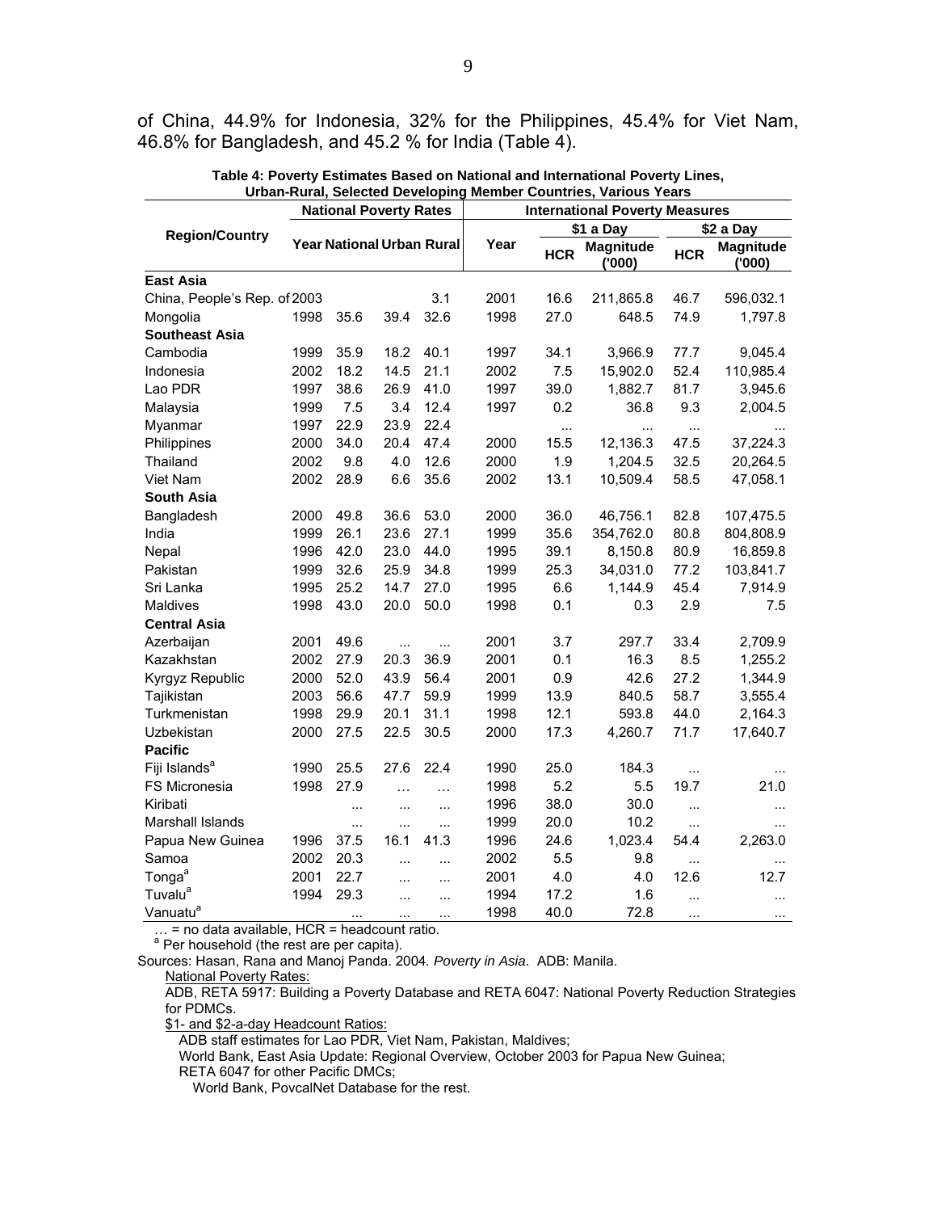of China, 44.9% for Indonesia, 32% for the Philippines, 45.4% for Viet Nam, 46.8% for Bangladesh, and 45.2 % for India (Table 4).

**Table 4: Poverty Estimates Based on National and International Poverty Lines, Urban-Rural, Selected Developing Member Countries, Various Years**

| Region/Country | National Poverty Rates | | | | International Poverty Measures | | | | |
|---|---|---|---|---|---|---|---|---|---|
| | | | | | | $1 a Day | | $2 a Day | |
| | Year | National | Urban | Rural | Year | HCR | Magnitude ('000) | HCR | Magnitude ('000) |
| **East Asia** | | | | | | | | | |
| China, People's Rep. of | 2003 | | | 3.1 | 2001 | 16.6 | 211,865.8 | 46.7 | 596,032.1 |
| Mongolia | 1998 | 35.6 | 39.4 | 32.6 | 1998 | 27.0 | 648.5 | 74.9 | 1,797.8 |
| **Southeast Asia** | | | | | | | | | |
| Cambodia | 1999 | 35.9 | 18.2 | 40.1 | 1997 | 34.1 | 3,966.9 | 77.7 | 9,045.4 |
| Indonesia | 2002 | 18.2 | 14.5 | 21.1 | 2002 | 7.5 | 15,902.0 | 52.4 | 110,985.4 |
| Lao PDR | 1997 | 38.6 | 26.9 | 41.0 | 1997 | 39.0 | 1,882.7 | 81.7 | 3,945.6 |
| Malaysia | 1999 | 7.5 | 3.4 | 12.4 | 1997 | 0.2 | 36.8 | 9.3 | 2,004.5 |
| Myanmar | 1997 | 22.9 | 23.9 | 22.4 | | ... | ... | ... | ... |
| Philippines | 2000 | 34.0 | 20.4 | 47.4 | 2000 | 15.5 | 12,136.3 | 47.5 | 37,224.3 |
| Thailand | 2002 | 9.8 | 4.0 | 12.6 | 2000 | 1.9 | 1,204.5 | 32.5 | 20,264.5 |
| Viet Nam | 2002 | 28.9 | 6.6 | 35.6 | 2002 | 13.1 | 10,509.4 | 58.5 | 47,058.1 |
| **South Asia** | | | | | | | | | |
| Bangladesh | 2000 | 49.8 | 36.6 | 53.0 | 2000 | 36.0 | 46,756.1 | 82.8 | 107,475.5 |
| India | 1999 | 26.1 | 23.6 | 27.1 | 1999 | 35.6 | 354,762.0 | 80.8 | 804,808.9 |
| Nepal | 1996 | 42.0 | 23.0 | 44.0 | 1995 | 39.1 | 8,150.8 | 80.9 | 16,859.8 |
| Pakistan | 1999 | 32.6 | 25.9 | 34.8 | 1999 | 25.3 | 34,031.0 | 77.2 | 103,841.7 |
| Sri Lanka | 1995 | 25.2 | 14.7 | 27.0 | 1995 | 6.6 | 1,144.9 | 45.4 | 7,914.9 |
| Maldives | 1998 | 43.0 | 20.0 | 50.0 | 1998 | 0.1 | 0.3 | 2.9 | 7.5 |
| **Central Asia** | | | | | | | | | |
| Azerbaijan | 2001 | 49.6 | ... | ... | 2001 | 3.7 | 297.7 | 33.4 | 2,709.9 |
| Kazakhstan | 2002 | 27.9 | 20.3 | 36.9 | 2001 | 0.1 | 16.3 | 8.5 | 1,255.2 |
| Kyrgyz Republic | 2000 | 52.0 | 43.9 | 56.4 | 2001 | 0.9 | 42.6 | 27.2 | 1,344.9 |
| Tajikistan | 2003 | 56.6 | 47.7 | 59.9 | 1999 | 13.9 | 840.5 | 58.7 | 3,555.4 |
| Turkmenistan | 1998 | 29.9 | 20.1 | 31.1 | 1998 | 12.1 | 593.8 | 44.0 | 2,164.3 |
| Uzbekistan | 2000 | 27.5 | 22.5 | 30.5 | 2000 | 17.3 | 4,260.7 | 71.7 | 17,640.7 |
| **Pacific** | | | | | | | | | |
| Fiji Islands[a] | 1990 | 25.5 | 27.6 | 22.4 | 1990 | 25.0 | 184.3 | ... | ... |
| FS Micronesia | 1998 | 27.9 | ... | ... | 1998 | 5.2 | 5.5 | 19.7 | 21.0 |
| Kiribati | | ... | ... | ... | 1996 | 38.0 | 30.0 | ... | ... |
| Marshall Islands | | ... | ... | ... | 1999 | 20.0 | 10.2 | ... | ... |
| Papua New Guinea | 1996 | 37.5 | 16.1 | 41.3 | 1996 | 24.6 | 1,023.4 | 54.4 | 2,263.0 |
| Samoa | 2002 | 20.3 | ... | ... | 2002 | 5.5 | 9.8 | ... | ... |
| Tonga[a] | 2001 | 22.7 | ... | ... | 2001 | 4.0 | 4.0 | 12.6 | 12.7 |
| Tuvalu[a] | 1994 | 29.3 | ... | ... | 1994 | 17.2 | 1.6 | ... | ... |
| Vanuatu[a] | | ... | ... | ... | 1998 | 40.0 | 72.8 | ... | ... |

… = no data available, HCR = headcount ratio.

[a] Per household (the rest are per capita).

Sources: Hasan, Rana and Manoj Panda. 2004. *Poverty in Asia*. ADB: Manila.

National Poverty Rates:

ADB, RETA 5917: Building a Poverty Database and RETA 6047: National Poverty Reduction Strategies for PDMCs.

$1- and $2-a-day Headcount Ratios:

ADB staff estimates for Lao PDR, Viet Nam, Pakistan, Maldives;
World Bank, East Asia Update: Regional Overview, October 2003 for Papua New Guinea;
RETA 6047 for other Pacific DMCs;
World Bank, PovcalNet Database for the rest.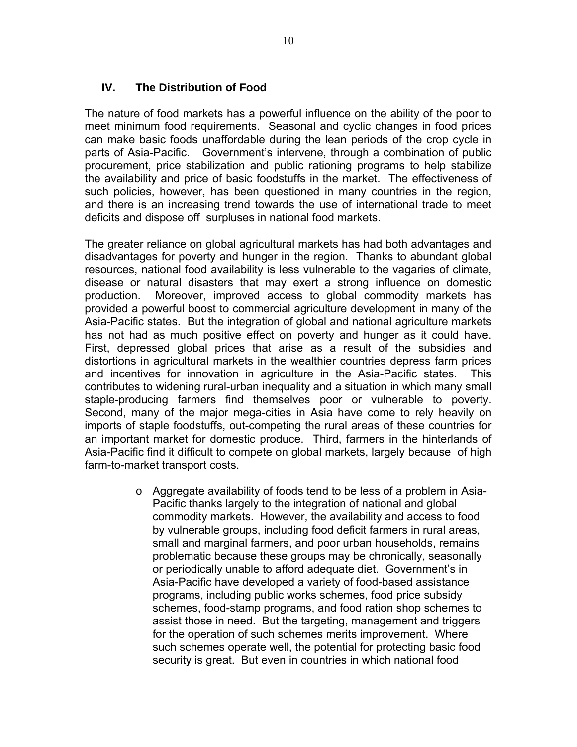## IV. The Distribution of Food

The nature of food markets has a powerful influence on the ability of the poor to meet minimum food requirements. Seasonal and cyclic changes in food prices can make basic foods unaffordable during the lean periods of the crop cycle in parts of Asia-Pacific. Government's intervene, through a combination of public procurement, price stabilization and public rationing programs to help stabilize the availability and price of basic foodstuffs in the market. The effectiveness of such policies, however, has been questioned in many countries in the region, and there is an increasing trend towards the use of international trade to meet deficits and dispose off surpluses in national food markets.

The greater reliance on global agricultural markets has had both advantages and disadvantages for poverty and hunger in the region. Thanks to abundant global resources, national food availability is less vulnerable to the vagaries of climate, disease or natural disasters that may exert a strong influence on domestic production. Moreover, improved access to global commodity markets has provided a powerful boost to commercial agriculture development in many of the Asia-Pacific states. But the integration of global and national agriculture markets has not had as much positive effect on poverty and hunger as it could have. First, depressed global prices that arise as a result of the subsidies and distortions in agricultural markets in the wealthier countries depress farm prices and incentives for innovation in agriculture in the Asia-Pacific states. This contributes to widening rural-urban inequality and a situation in which many small staple-producing farmers find themselves poor or vulnerable to poverty. Second, many of the major mega-cities in Asia have come to rely heavily on imports of staple foodstuffs, out-competing the rural areas of these countries for an important market for domestic produce. Third, farmers in the hinterlands of Asia-Pacific find it difficult to compete on global markets, largely because of high farm-to-market transport costs.

- Aggregate availability of foods tend to be less of a problem in Asia-Pacific thanks largely to the integration of national and global commodity markets. However, the availability and access to food by vulnerable groups, including food deficit farmers in rural areas, small and marginal farmers, and poor urban households, remains problematic because these groups may be chronically, seasonally or periodically unable to afford adequate diet. Government's in Asia-Pacific have developed a variety of food-based assistance programs, including public works schemes, food price subsidy schemes, food-stamp programs, and food ration shop schemes to assist those in need. But the targeting, management and triggers for the operation of such schemes merits improvement. Where such schemes operate well, the potential for protecting basic food security is great. But even in countries in which national food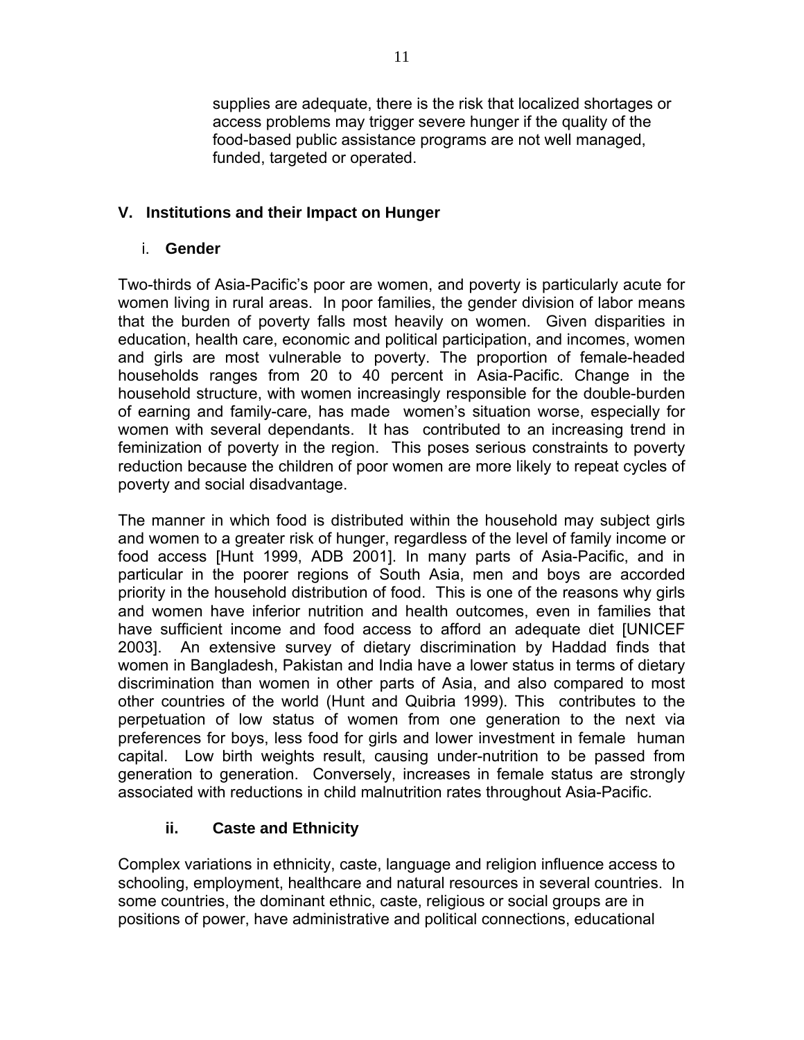supplies are adequate, there is the risk that localized shortages or access problems may trigger severe hunger if the quality of the food-based public assistance programs are not well managed, funded, targeted or operated.

## V. Institutions and their Impact on Hunger

### i. Gender

Two-thirds of Asia-Pacific's poor are women, and poverty is particularly acute for women living in rural areas. In poor families, the gender division of labor means that the burden of poverty falls most heavily on women. Given disparities in education, health care, economic and political participation, and incomes, women and girls are most vulnerable to poverty. The proportion of female-headed households ranges from 20 to 40 percent in Asia-Pacific. Change in the household structure, with women increasingly responsible for the double-burden of earning and family-care, has made women's situation worse, especially for women with several dependants. It has contributed to an increasing trend in feminization of poverty in the region. This poses serious constraints to poverty reduction because the children of poor women are more likely to repeat cycles of poverty and social disadvantage.

The manner in which food is distributed within the household may subject girls and women to a greater risk of hunger, regardless of the level of family income or food access [Hunt 1999, ADB 2001]. In many parts of Asia-Pacific, and in particular in the poorer regions of South Asia, men and boys are accorded priority in the household distribution of food. This is one of the reasons why girls and women have inferior nutrition and health outcomes, even in families that have sufficient income and food access to afford an adequate diet [UNICEF 2003]. An extensive survey of dietary discrimination by Haddad finds that women in Bangladesh, Pakistan and India have a lower status in terms of dietary discrimination than women in other parts of Asia, and also compared to most other countries of the world (Hunt and Quibria 1999). This contributes to the perpetuation of low status of women from one generation to the next via preferences for boys, less food for girls and lower investment in female human capital. Low birth weights result, causing under-nutrition to be passed from generation to generation. Conversely, increases in female status are strongly associated with reductions in child malnutrition rates throughout Asia-Pacific.

### ii. Caste and Ethnicity

Complex variations in ethnicity, caste, language and religion influence access to schooling, employment, healthcare and natural resources in several countries. In some countries, the dominant ethnic, caste, religious or social groups are in positions of power, have administrative and political connections, educational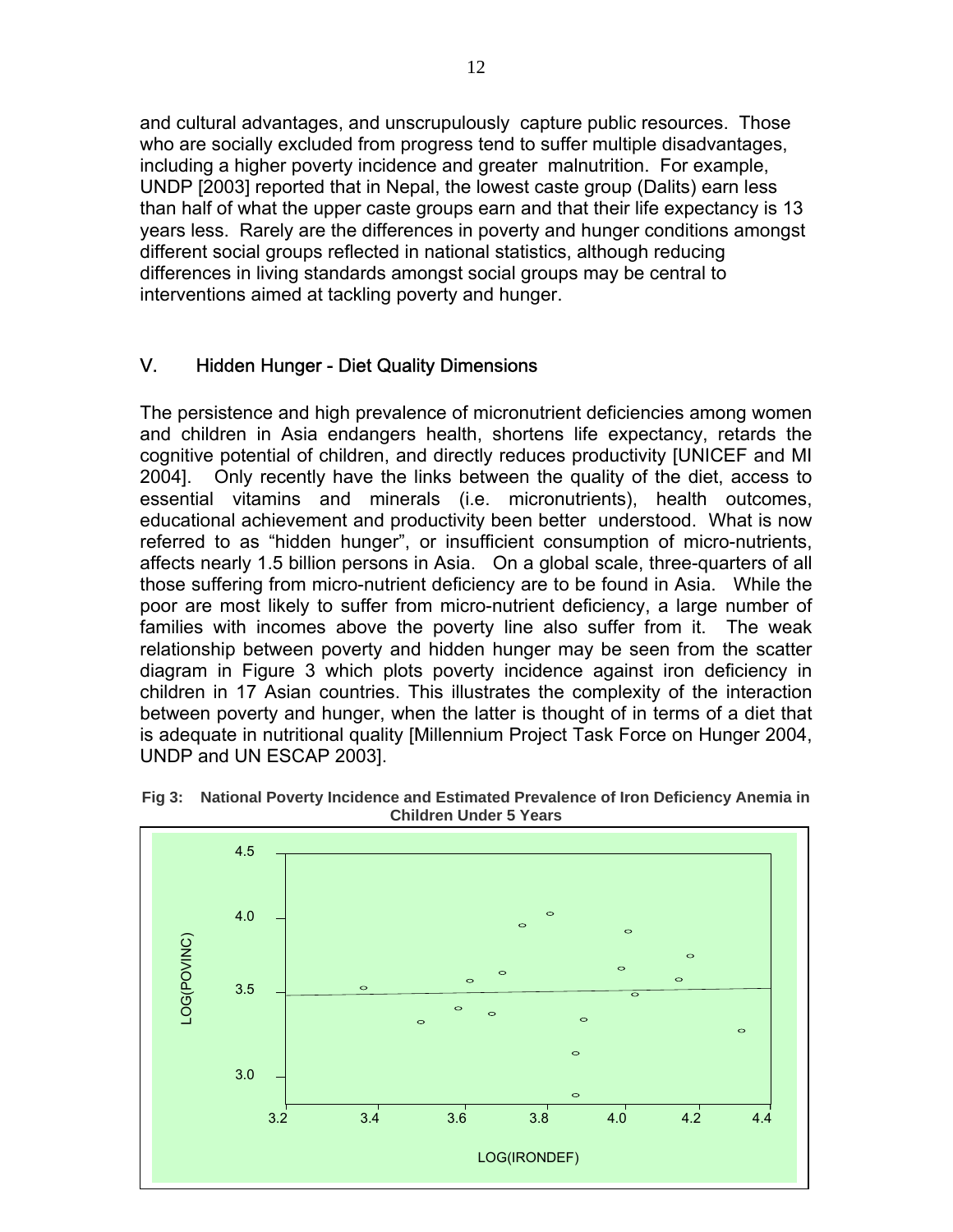and cultural advantages, and unscrupulously capture public resources. Those who are socially excluded from progress tend to suffer multiple disadvantages, including a higher poverty incidence and greater malnutrition. For example, UNDP [2003] reported that in Nepal, the lowest caste group (Dalits) earn less than half of what the upper caste groups earn and that their life expectancy is 13 years less. Rarely are the differences in poverty and hunger conditions amongst different social groups reflected in national statistics, although reducing differences in living standards amongst social groups may be central to interventions aimed at tackling poverty and hunger.

## V. Hidden Hunger - Diet Quality Dimensions

The persistence and high prevalence of micronutrient deficiencies among women and children in Asia endangers health, shortens life expectancy, retards the cognitive potential of children, and directly reduces productivity [UNICEF and MI 2004]. Only recently have the links between the quality of the diet, access to essential vitamins and minerals (i.e. micronutrients), health outcomes, educational achievement and productivity been better understood. What is now referred to as "hidden hunger", or insufficient consumption of micro-nutrients, affects nearly 1.5 billion persons in Asia. On a global scale, three-quarters of all those suffering from micro-nutrient deficiency are to be found in Asia. While the poor are most likely to suffer from micro-nutrient deficiency, a large number of families with incomes above the poverty line also suffer from it. The weak relationship between poverty and hidden hunger may be seen from the scatter diagram in Figure 3 which plots poverty incidence against iron deficiency in children in 17 Asian countries. This illustrates the complexity of the interaction between poverty and hunger, when the latter is thought of in terms of a diet that is adequate in nutritional quality [Millennium Project Task Force on Hunger 2004, UNDP and UN ESCAP 2003].

**Fig 3: National Poverty Incidence and Estimated Prevalence of Iron Deficiency Anemia in Children Under 5 Years**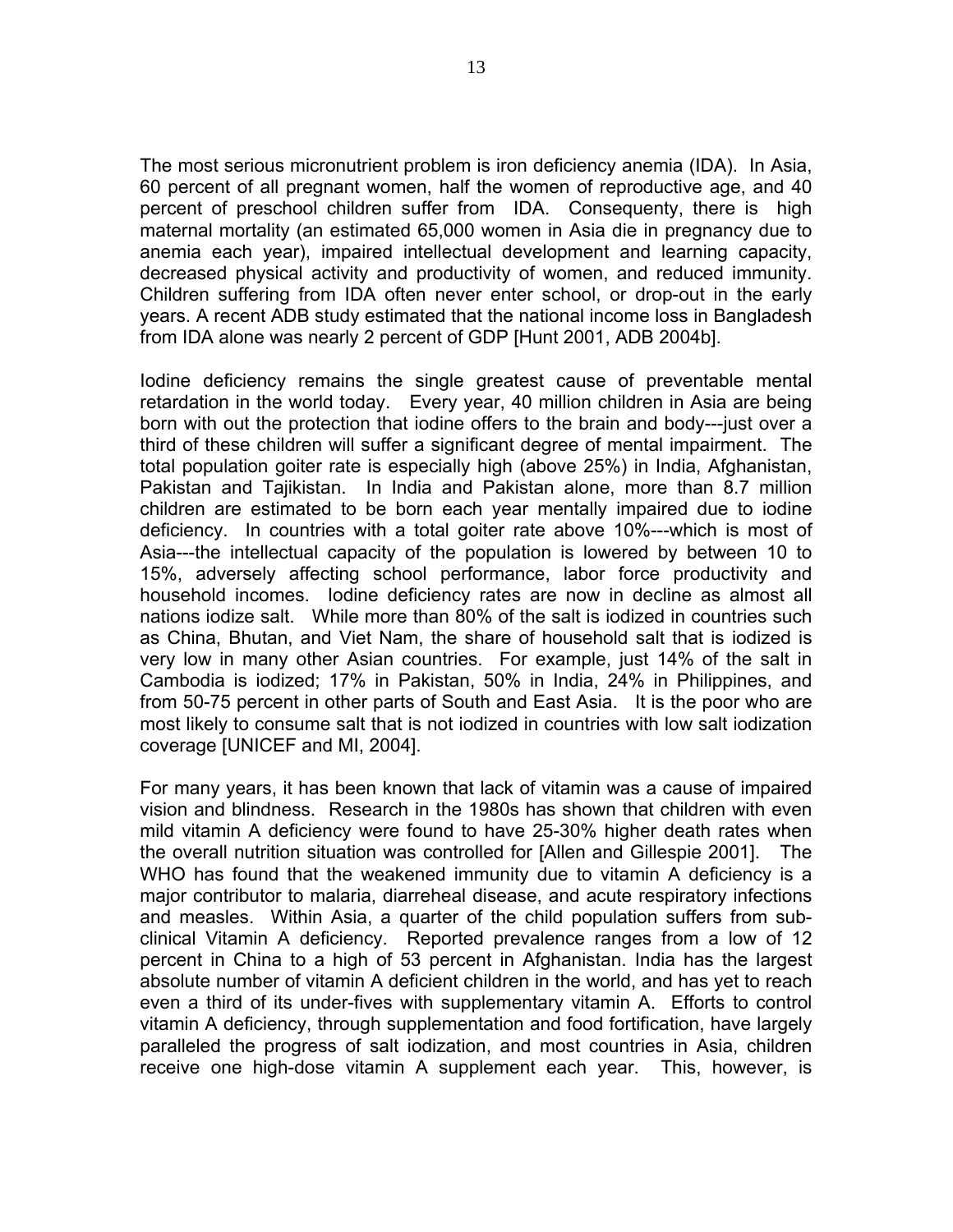The most serious micronutrient problem is iron deficiency anemia (IDA). In Asia, 60 percent of all pregnant women, half the women of reproductive age, and 40 percent of preschool children suffer from IDA. Consequenty, there is high maternal mortality (an estimated 65,000 women in Asia die in pregnancy due to anemia each year), impaired intellectual development and learning capacity, decreased physical activity and productivity of women, and reduced immunity. Children suffering from IDA often never enter school, or drop-out in the early years. A recent ADB study estimated that the national income loss in Bangladesh from IDA alone was nearly 2 percent of GDP [Hunt 2001, ADB 2004b].

Iodine deficiency remains the single greatest cause of preventable mental retardation in the world today. Every year, 40 million children in Asia are being born with out the protection that iodine offers to the brain and body---just over a third of these children will suffer a significant degree of mental impairment. The total population goiter rate is especially high (above 25%) in India, Afghanistan, Pakistan and Tajikistan. In India and Pakistan alone, more than 8.7 million children are estimated to be born each year mentally impaired due to iodine deficiency. In countries with a total goiter rate above 10%---which is most of Asia---the intellectual capacity of the population is lowered by between 10 to 15%, adversely affecting school performance, labor force productivity and household incomes. Iodine deficiency rates are now in decline as almost all nations iodize salt. While more than 80% of the salt is iodized in countries such as China, Bhutan, and Viet Nam, the share of household salt that is iodized is very low in many other Asian countries. For example, just 14% of the salt in Cambodia is iodized; 17% in Pakistan, 50% in India, 24% in Philippines, and from 50-75 percent in other parts of South and East Asia. It is the poor who are most likely to consume salt that is not iodized in countries with low salt iodization coverage [UNICEF and MI, 2004].

For many years, it has been known that lack of vitamin was a cause of impaired vision and blindness. Research in the 1980s has shown that children with even mild vitamin A deficiency were found to have 25-30% higher death rates when the overall nutrition situation was controlled for [Allen and Gillespie 2001]. The WHO has found that the weakened immunity due to vitamin A deficiency is a major contributor to malaria, diarreheal disease, and acute respiratory infections and measles. Within Asia, a quarter of the child population suffers from sub-clinical Vitamin A deficiency. Reported prevalence ranges from a low of 12 percent in China to a high of 53 percent in Afghanistan. India has the largest absolute number of vitamin A deficient children in the world, and has yet to reach even a third of its under-fives with supplementary vitamin A. Efforts to control vitamin A deficiency, through supplementation and food fortification, have largely paralleled the progress of salt iodization, and most countries in Asia, children receive one high-dose vitamin A supplement each year. This, however, is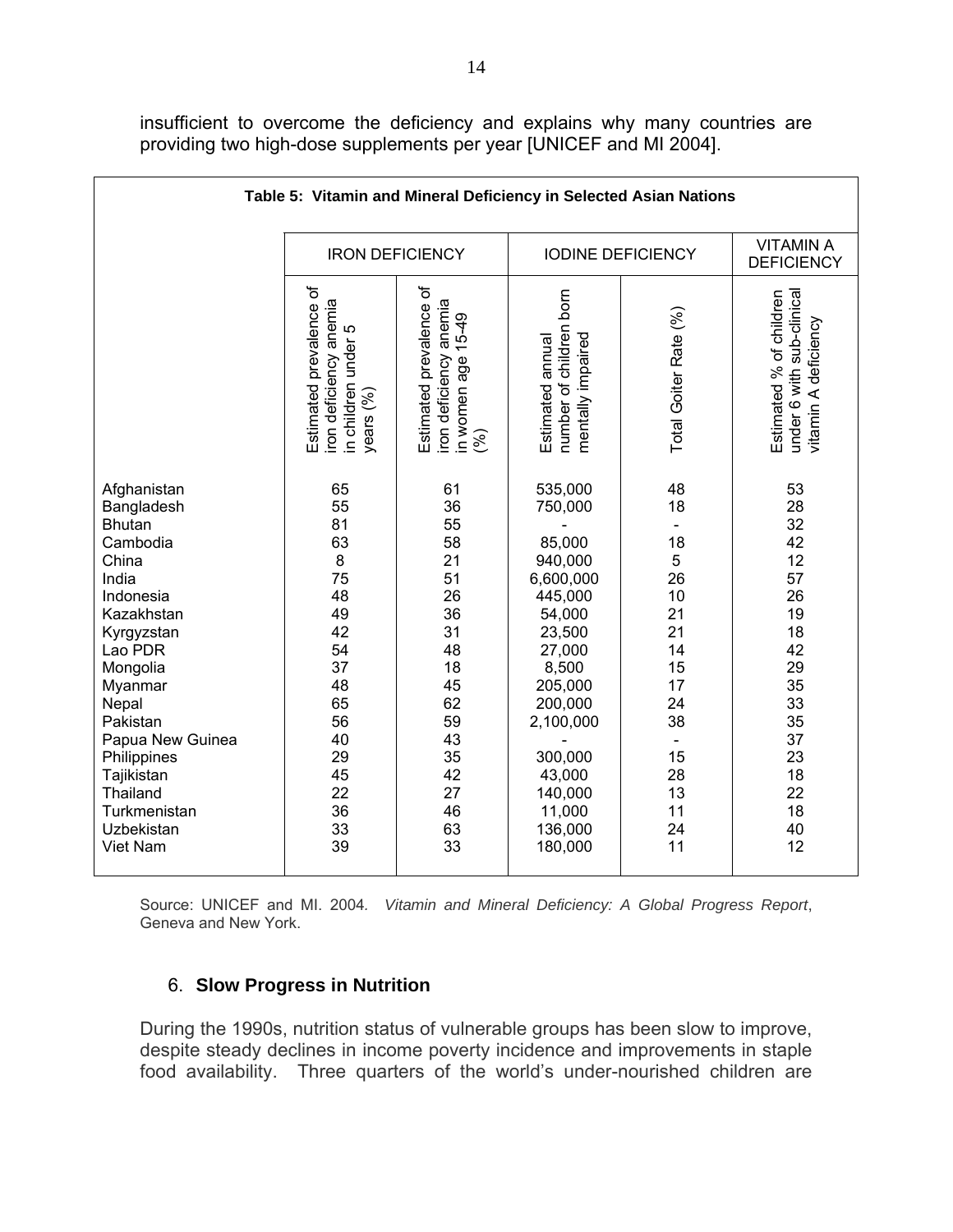insufficient to overcome the deficiency and explains why many countries are providing two high-dose supplements per year [UNICEF and MI 2004].

**Table 5: Vitamin and Mineral Deficiency in Selected Asian Nations**

| | IRON DEFICIENCY | | IODINE DEFICIENCY | | VITAMIN A DEFICIENCY |
|---|---|---|---|---|---|
| | Estimated prevalence of iron deficiency anemia in children under 5 years (%) | Estimated prevalence of iron deficiency anemia in women age 15-49 (%) | Estimated annual number of children born mentally impaired | Total Goiter Rate (%) | Estimated % of children under 6 with sub-clinical vitamin A deficiency |
| Afghanistan | 65 | 61 | 535,000 | 48 | 53 |
| Bangladesh | 55 | 36 | 750,000 | 18 | 28 |
| Bhutan | 81 | 55 | - | - | 32 |
| Cambodia | 63 | 58 | 85,000 | 18 | 42 |
| China | 8 | 21 | 940,000 | 5 | 12 |
| India | 75 | 51 | 6,600,000 | 26 | 57 |
| Indonesia | 48 | 26 | 445,000 | 10 | 26 |
| Kazakhstan | 49 | 36 | 54,000 | 21 | 19 |
| Kyrgyzstan | 42 | 31 | 23,500 | 21 | 18 |
| Lao PDR | 54 | 48 | 27,000 | 14 | 42 |
| Mongolia | 37 | 18 | 8,500 | 15 | 29 |
| Myanmar | 48 | 45 | 205,000 | 17 | 35 |
| Nepal | 65 | 62 | 200,000 | 24 | 33 |
| Pakistan | 56 | 59 | 2,100,000 | 38 | 35 |
| Papua New Guinea | 40 | 43 | - | - | 37 |
| Philippines | 29 | 35 | 300,000 | 15 | 23 |
| Tajikistan | 45 | 42 | 43,000 | 28 | 18 |
| Thailand | 22 | 27 | 140,000 | 13 | 22 |
| Turkmenistan | 36 | 46 | 11,000 | 11 | 18 |
| Uzbekistan | 33 | 63 | 136,000 | 24 | 40 |
| Viet Nam | 39 | 33 | 180,000 | 11 | 12 |

Source: UNICEF and MI. 2004. *Vitamin and Mineral Deficiency: A Global Progress Report*, Geneva and New York.

## 6. **Slow Progress in Nutrition**

During the 1990s, nutrition status of vulnerable groups has been slow to improve, despite steady declines in income poverty incidence and improvements in staple food availability. Three quarters of the world's under-nourished children are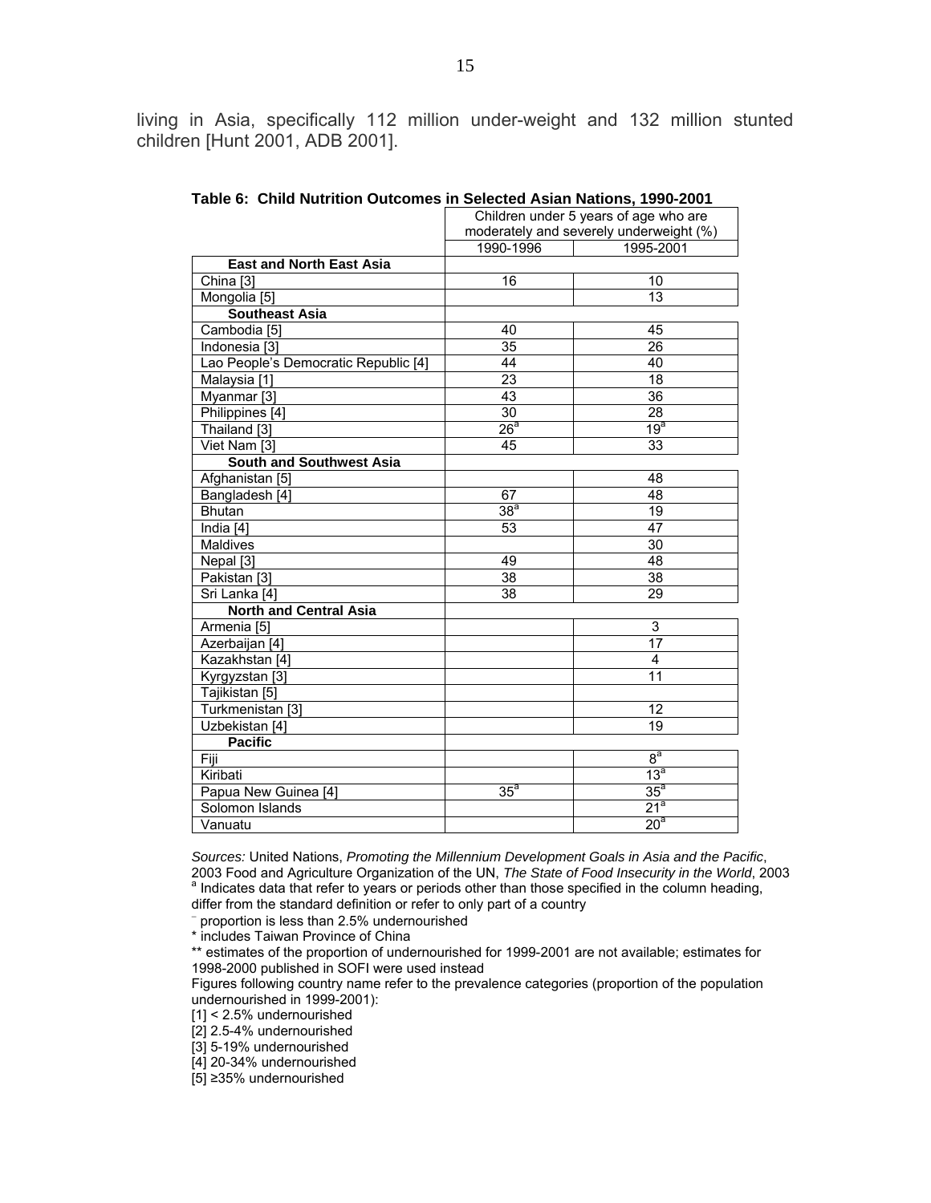living in Asia, specifically 112 million under-weight and 132 million stunted children [Hunt 2001, ADB 2001].

**Table 6: Child Nutrition Outcomes in Selected Asian Nations, 1990-2001**

| | Children under 5 years of age who are moderately and severely underweight (%) | |
|---|---|---|
| | 1990-1996 | 1995-2001 |
| **East and North East Asia** | | |
| China [3] | 16 | 10 |
| Mongolia [5] | | 13 |
| **Southeast Asia** | | |
| Cambodia [5] | 40 | 45 |
| Indonesia [3] | 35 | 26 |
| Lao People's Democratic Republic [4] | 44 | 40 |
| Malaysia [1] | 23 | 18 |
| Myanmar [3] | 43 | 36 |
| Philippines [4] | 30 | 28 |
| Thailand [3] | 26[a] | 19[a] |
| Viet Nam [3] | 45 | 33 |
| **South and Southwest Asia** | | |
| Afghanistan [5] | | 48 |
| Bangladesh [4] | 67 | 48 |
| Bhutan | 38[a] | 19 |
| India [4] | 53 | 47 |
| Maldives | | 30 |
| Nepal [3] | 49 | 48 |
| Pakistan [3] | 38 | 38 |
| Sri Lanka [4] | 38 | 29 |
| **North and Central Asia** | | |
| Armenia [5] | | 3 |
| Azerbaijan [4] | | 17 |
| Kazakhstan [4] | | 4 |
| Kyrgyzstan [3] | | 11 |
| Tajikistan [5] | | |
| Turkmenistan [3] | | 12 |
| Uzbekistan [4] | | 19 |
| **Pacific** | | |
| Fiji | | 8[a] |
| Kiribati | | 13[a] |
| Papua New Guinea [4] | 35[a] | 35[a] |
| Solomon Islands | | 21[a] |
| Vanuatu | | 20[a] |

*Sources:* United Nations, *Promoting the Millennium Development Goals in Asia and the Pacific*, 2003 Food and Agriculture Organization of the UN, *The State of Food Insecurity in the World*, 2003

[a] Indicates data that refer to years or periods other than those specified in the column heading, differ from the standard definition or refer to only part of a country

⁻ proportion is less than 2.5% undernourished

* includes Taiwan Province of China

** estimates of the proportion of undernourished for 1999-2001 are not available; estimates for 1998-2000 published in SOFI were used instead

Figures following country name refer to the prevalence categories (proportion of the population undernourished in 1999-2001):

[1] < 2.5% undernourished

[2] 2.5-4% undernourished

[3] 5-19% undernourished

[4] 20-34% undernourished

[5] ≥35% undernourished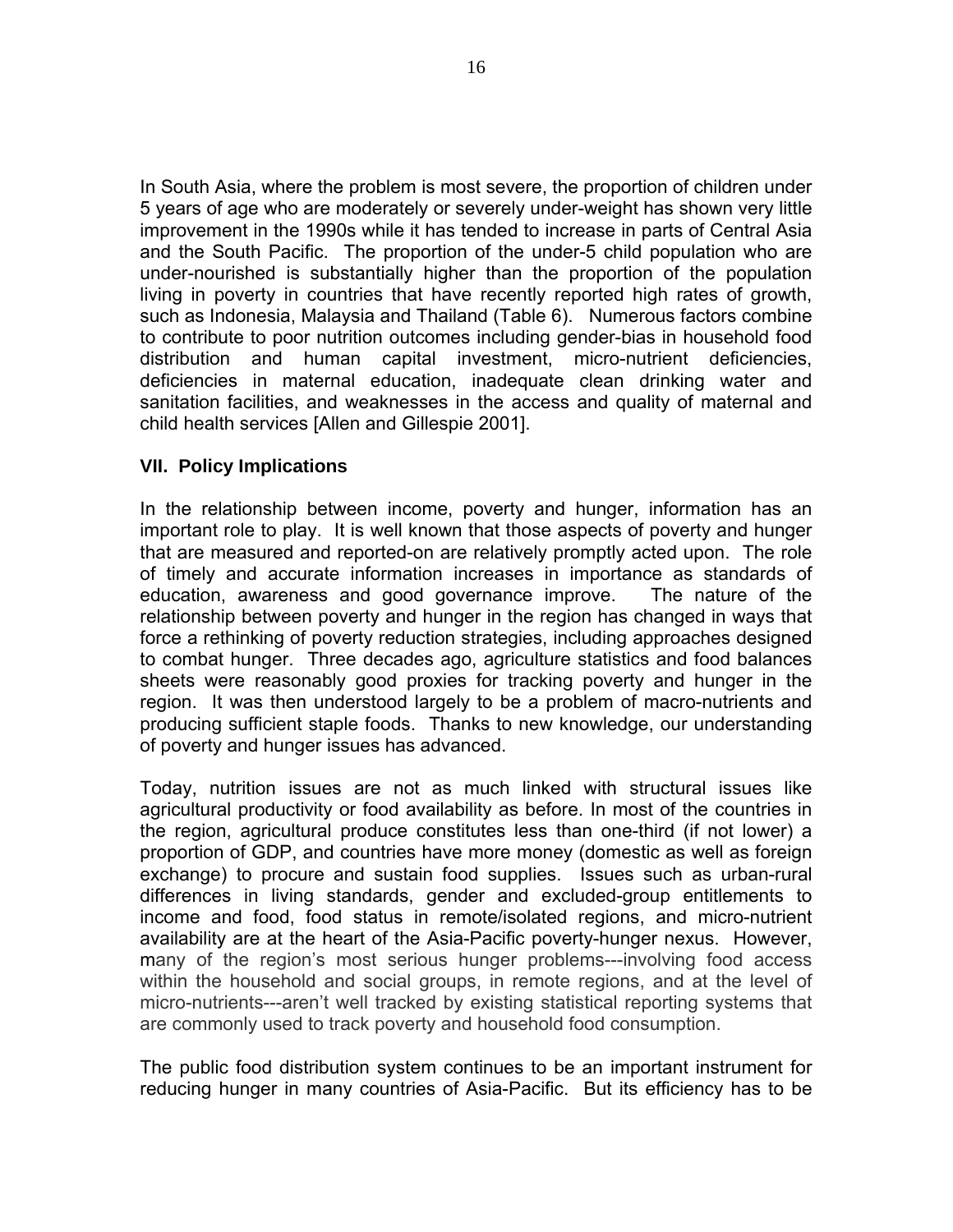In South Asia, where the problem is most severe, the proportion of children under 5 years of age who are moderately or severely under-weight has shown very little improvement in the 1990s while it has tended to increase in parts of Central Asia and the South Pacific. The proportion of the under-5 child population who are under-nourished is substantially higher than the proportion of the population living in poverty in countries that have recently reported high rates of growth, such as Indonesia, Malaysia and Thailand (Table 6). Numerous factors combine to contribute to poor nutrition outcomes including gender-bias in household food distribution and human capital investment, micro-nutrient deficiencies, deficiencies in maternal education, inadequate clean drinking water and sanitation facilities, and weaknesses in the access and quality of maternal and child health services [Allen and Gillespie 2001].

### VII. Policy Implications

In the relationship between income, poverty and hunger, information has an important role to play. It is well known that those aspects of poverty and hunger that are measured and reported-on are relatively promptly acted upon. The role of timely and accurate information increases in importance as standards of education, awareness and good governance improve. The nature of the relationship between poverty and hunger in the region has changed in ways that force a rethinking of poverty reduction strategies, including approaches designed to combat hunger. Three decades ago, agriculture statistics and food balances sheets were reasonably good proxies for tracking poverty and hunger in the region. It was then understood largely to be a problem of macro-nutrients and producing sufficient staple foods. Thanks to new knowledge, our understanding of poverty and hunger issues has advanced.

Today, nutrition issues are not as much linked with structural issues like agricultural productivity or food availability as before. In most of the countries in the region, agricultural produce constitutes less than one-third (if not lower) a proportion of GDP, and countries have more money (domestic as well as foreign exchange) to procure and sustain food supplies. Issues such as urban-rural differences in living standards, gender and excluded-group entitlements to income and food, food status in remote/isolated regions, and micro-nutrient availability are at the heart of the Asia-Pacific poverty-hunger nexus. However, many of the region's most serious hunger problems---involving food access within the household and social groups, in remote regions, and at the level of micro-nutrients---aren't well tracked by existing statistical reporting systems that are commonly used to track poverty and household food consumption.

The public food distribution system continues to be an important instrument for reducing hunger in many countries of Asia-Pacific. But its efficiency has to be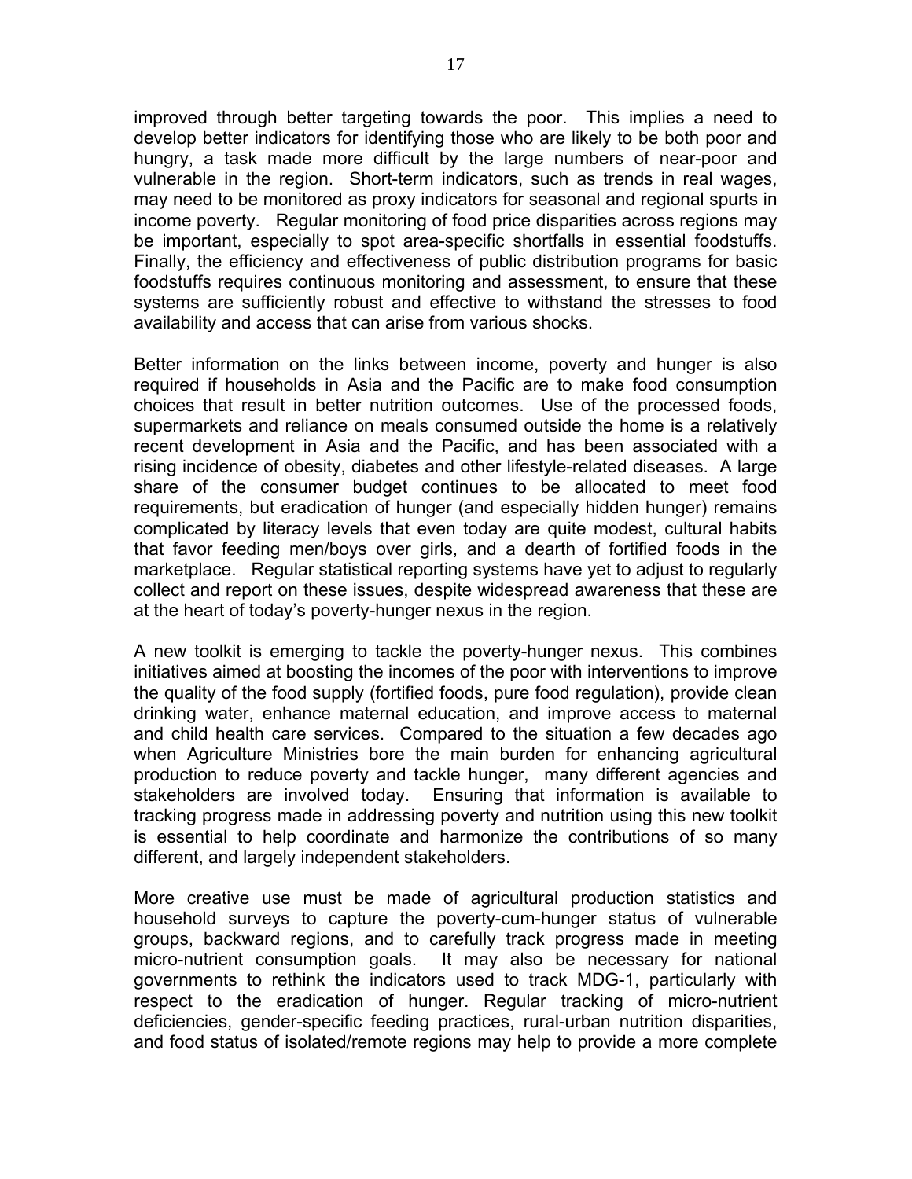improved through better targeting towards the poor. This implies a need to develop better indicators for identifying those who are likely to be both poor and hungry, a task made more difficult by the large numbers of near-poor and vulnerable in the region. Short-term indicators, such as trends in real wages, may need to be monitored as proxy indicators for seasonal and regional spurts in income poverty. Regular monitoring of food price disparities across regions may be important, especially to spot area-specific shortfalls in essential foodstuffs. Finally, the efficiency and effectiveness of public distribution programs for basic foodstuffs requires continuous monitoring and assessment, to ensure that these systems are sufficiently robust and effective to withstand the stresses to food availability and access that can arise from various shocks.

Better information on the links between income, poverty and hunger is also required if households in Asia and the Pacific are to make food consumption choices that result in better nutrition outcomes. Use of the processed foods, supermarkets and reliance on meals consumed outside the home is a relatively recent development in Asia and the Pacific, and has been associated with a rising incidence of obesity, diabetes and other lifestyle-related diseases. A large share of the consumer budget continues to be allocated to meet food requirements, but eradication of hunger (and especially hidden hunger) remains complicated by literacy levels that even today are quite modest, cultural habits that favor feeding men/boys over girls, and a dearth of fortified foods in the marketplace. Regular statistical reporting systems have yet to adjust to regularly collect and report on these issues, despite widespread awareness that these are at the heart of today's poverty-hunger nexus in the region.

A new toolkit is emerging to tackle the poverty-hunger nexus. This combines initiatives aimed at boosting the incomes of the poor with interventions to improve the quality of the food supply (fortified foods, pure food regulation), provide clean drinking water, enhance maternal education, and improve access to maternal and child health care services. Compared to the situation a few decades ago when Agriculture Ministries bore the main burden for enhancing agricultural production to reduce poverty and tackle hunger, many different agencies and stakeholders are involved today. Ensuring that information is available to tracking progress made in addressing poverty and nutrition using this new toolkit is essential to help coordinate and harmonize the contributions of so many different, and largely independent stakeholders.

More creative use must be made of agricultural production statistics and household surveys to capture the poverty-cum-hunger status of vulnerable groups, backward regions, and to carefully track progress made in meeting micro-nutrient consumption goals. It may also be necessary for national governments to rethink the indicators used to track MDG-1, particularly with respect to the eradication of hunger. Regular tracking of micro-nutrient deficiencies, gender-specific feeding practices, rural-urban nutrition disparities, and food status of isolated/remote regions may help to provide a more complete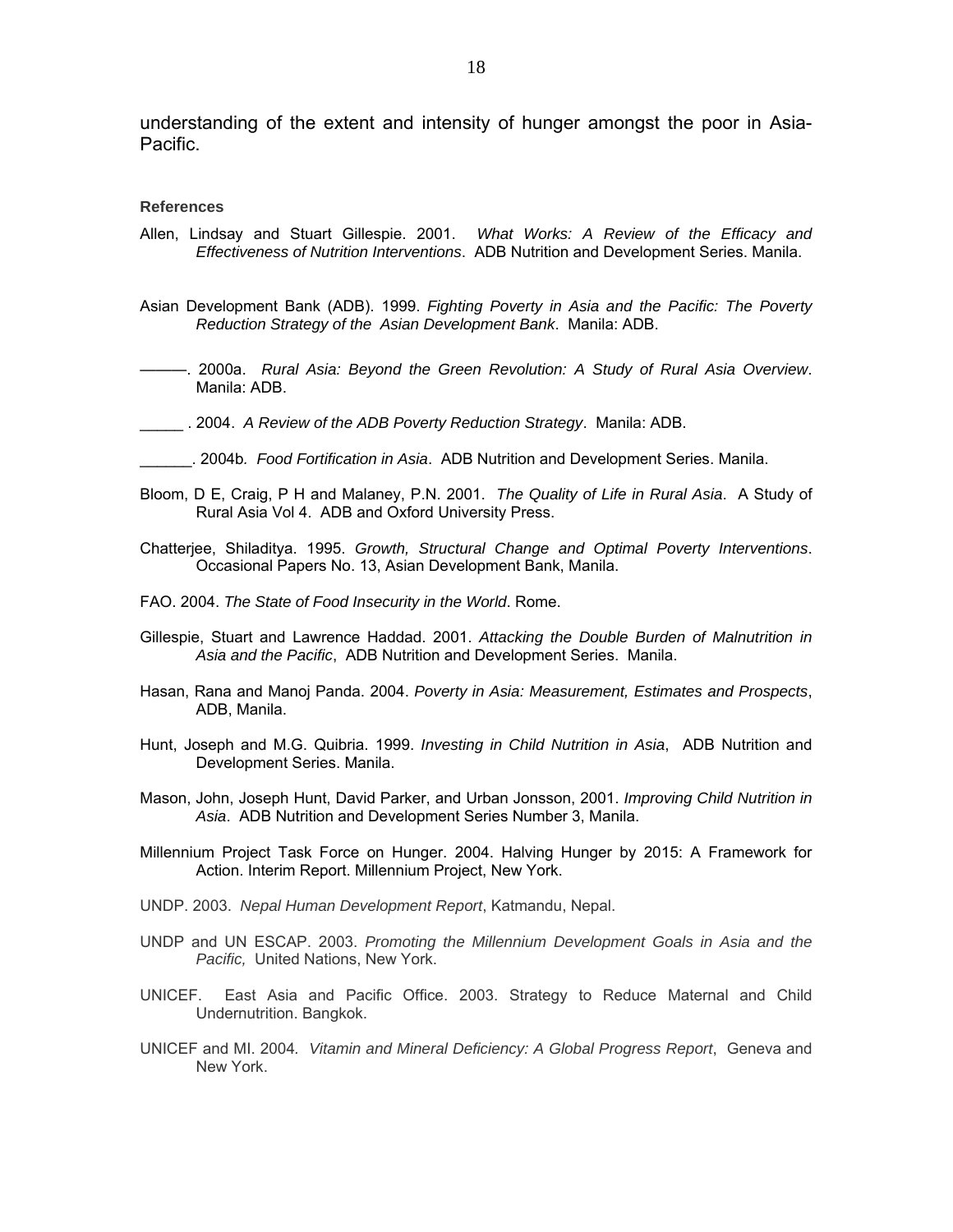understanding of the extent and intensity of hunger amongst the poor in Asia-Pacific.

**References**

Allen, Lindsay and Stuart Gillespie. 2001. *What Works: A Review of the Efficacy and Effectiveness of Nutrition Interventions*. ADB Nutrition and Development Series. Manila.

Asian Development Bank (ADB). 1999. *Fighting Poverty in Asia and the Pacific: The Poverty Reduction Strategy of the Asian Development Bank*. Manila: ADB.

———. 2000a. *Rural Asia: Beyond the Green Revolution: A Study of Rural Asia Overview*. Manila: ADB.

_____ . 2004. *A Review of the ADB Poverty Reduction Strategy*. Manila: ADB.

______. 2004b. *Food Fortification in Asia*. ADB Nutrition and Development Series. Manila.

Bloom, D E, Craig, P H and Malaney, P.N. 2001. *The Quality of Life in Rural Asia*. A Study of Rural Asia Vol 4. ADB and Oxford University Press.

Chatterjee, Shiladitya. 1995. *Growth, Structural Change and Optimal Poverty Interventions*. Occasional Papers No. 13, Asian Development Bank, Manila.

FAO. 2004. *The State of Food Insecurity in the World*. Rome.

Gillespie, Stuart and Lawrence Haddad. 2001. *Attacking the Double Burden of Malnutrition in Asia and the Pacific*, ADB Nutrition and Development Series. Manila.

Hasan, Rana and Manoj Panda. 2004. *Poverty in Asia: Measurement, Estimates and Prospects*, ADB, Manila.

Hunt, Joseph and M.G. Quibria. 1999. *Investing in Child Nutrition in Asia*, ADB Nutrition and Development Series. Manila.

Mason, John, Joseph Hunt, David Parker, and Urban Jonsson, 2001. *Improving Child Nutrition in Asia*. ADB Nutrition and Development Series Number 3, Manila.

Millennium Project Task Force on Hunger. 2004. Halving Hunger by 2015: A Framework for Action. Interim Report. Millennium Project, New York.

UNDP. 2003. *Nepal Human Development Report*, Katmandu, Nepal.

UNDP and UN ESCAP. 2003. *Promoting the Millennium Development Goals in Asia and the Pacific,* United Nations, New York.

UNICEF. East Asia and Pacific Office. 2003. Strategy to Reduce Maternal and Child Undernutrition. Bangkok.

UNICEF and MI. 2004. *Vitamin and Mineral Deficiency: A Global Progress Report*, Geneva and New York.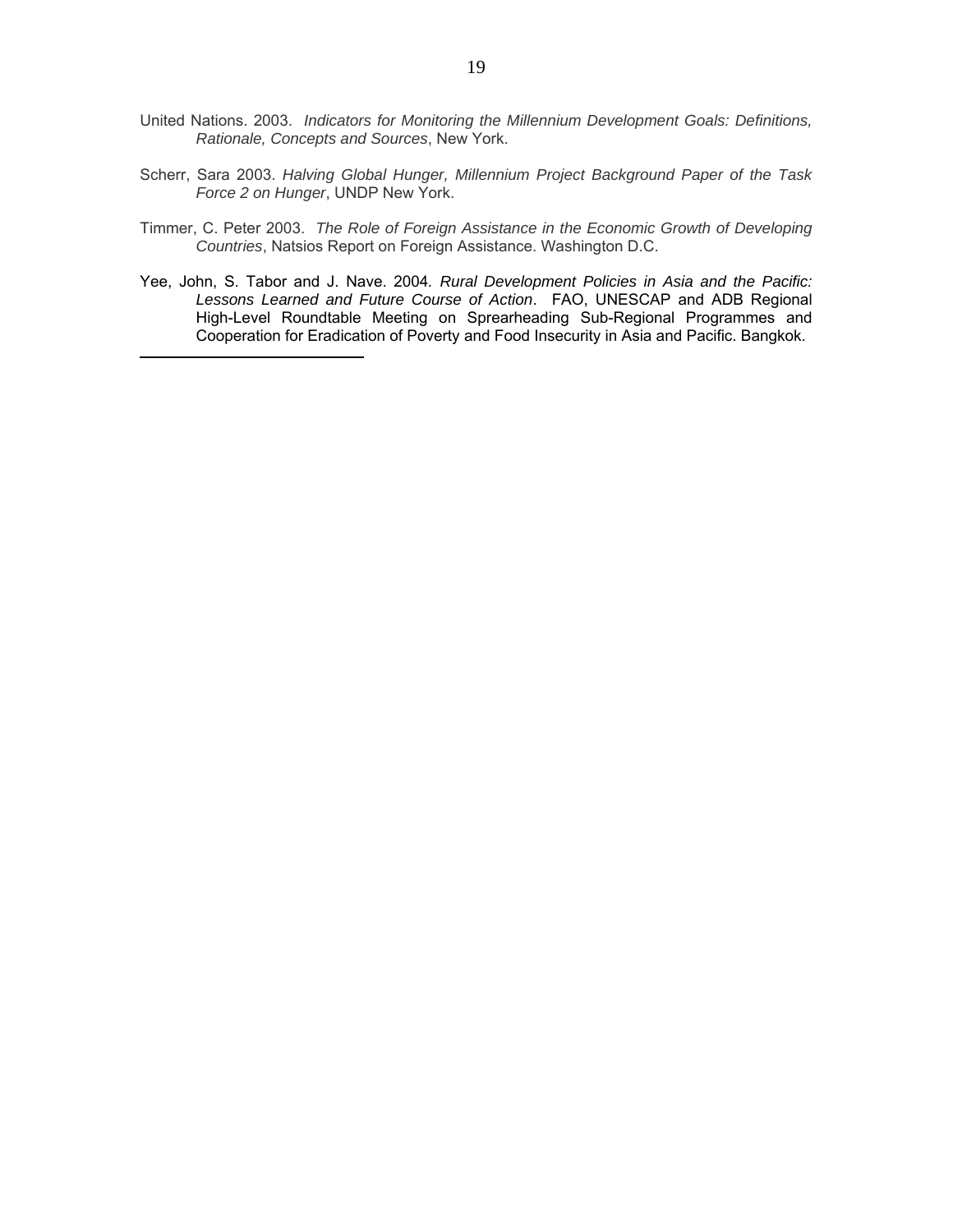United Nations. 2003. *Indicators for Monitoring the Millennium Development Goals: Definitions, Rationale, Concepts and Sources*, New York.

Scherr, Sara 2003. *Halving Global Hunger, Millennium Project Background Paper of the Task Force 2 on Hunger*, UNDP New York.

Timmer, C. Peter 2003. *The Role of Foreign Assistance in the Economic Growth of Developing Countries*, Natsios Report on Foreign Assistance. Washington D.C.

Yee, John, S. Tabor and J. Nave. 2004. *Rural Development Policies in Asia and the Pacific: Lessons Learned and Future Course of Action*. FAO, UNESCAP and ADB Regional High-Level Roundtable Meeting on Sprearheading Sub-Regional Programmes and Cooperation for Eradication of Poverty and Food Insecurity in Asia and Pacific. Bangkok.